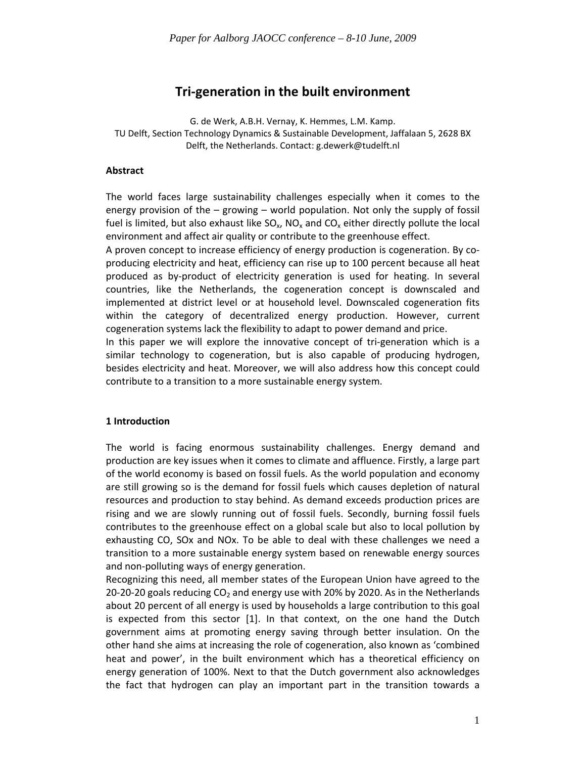# Tri-generation in the built environment

G. de Werk, A.B.H. Vernay, K. Hemmes, L.M. Kamp.
TU Delft, Section Technology Dynamics & Sustainable Development, Jaffalaan 5, 2628 BX Delft, the Netherlands. Contact: g.dewerk@tudelft.nl

**Abstract**

The world faces large sustainability challenges especially when it comes to the energy provision of the – growing – world population. Not only the supply of fossil fuel is limited, but also exhaust like $SO_x$, $NO_x$ and $CO_x$ either directly pollute the local environment and affect air quality or contribute to the greenhouse effect.
A proven concept to increase efficiency of energy production is cogeneration. By co-producing electricity and heat, efficiency can rise up to 100 percent because all heat produced as by-product of electricity generation is used for heating. In several countries, like the Netherlands, the cogeneration concept is downscaled and implemented at district level or at household level. Downscaled cogeneration fits within the category of decentralized energy production. However, current cogeneration systems lack the flexibility to adapt to power demand and price.
In this paper we will explore the innovative concept of tri-generation which is a similar technology to cogeneration, but is also capable of producing hydrogen, besides electricity and heat. Moreover, we will also address how this concept could contribute to a transition to a more sustainable energy system.

**1 Introduction**

The world is facing enormous sustainability challenges. Energy demand and production are key issues when it comes to climate and affluence. Firstly, a large part of the world economy is based on fossil fuels. As the world population and economy are still growing so is the demand for fossil fuels which causes depletion of natural resources and production to stay behind. As demand exceeds production prices are rising and we are slowly running out of fossil fuels. Secondly, burning fossil fuels contributes to the greenhouse effect on a global scale but also to local pollution by exhausting CO, SOx and NOx. To be able to deal with these challenges we need a transition to a more sustainable energy system based on renewable energy sources and non-polluting ways of energy generation.
Recognizing this need, all member states of the European Union have agreed to the 20-20-20 goals reducing $CO_2$ and energy use with 20% by 2020. As in the Netherlands about 20 percent of all energy is used by households a large contribution to this goal is expected from this sector [1]. In that context, on the one hand the Dutch government aims at promoting energy saving through better insulation. On the other hand she aims at increasing the role of cogeneration, also known as 'combined heat and power', in the built environment which has a theoretical efficiency on energy generation of 100%. Next to that the Dutch government also acknowledges the fact that hydrogen can play an important part in the transition towards a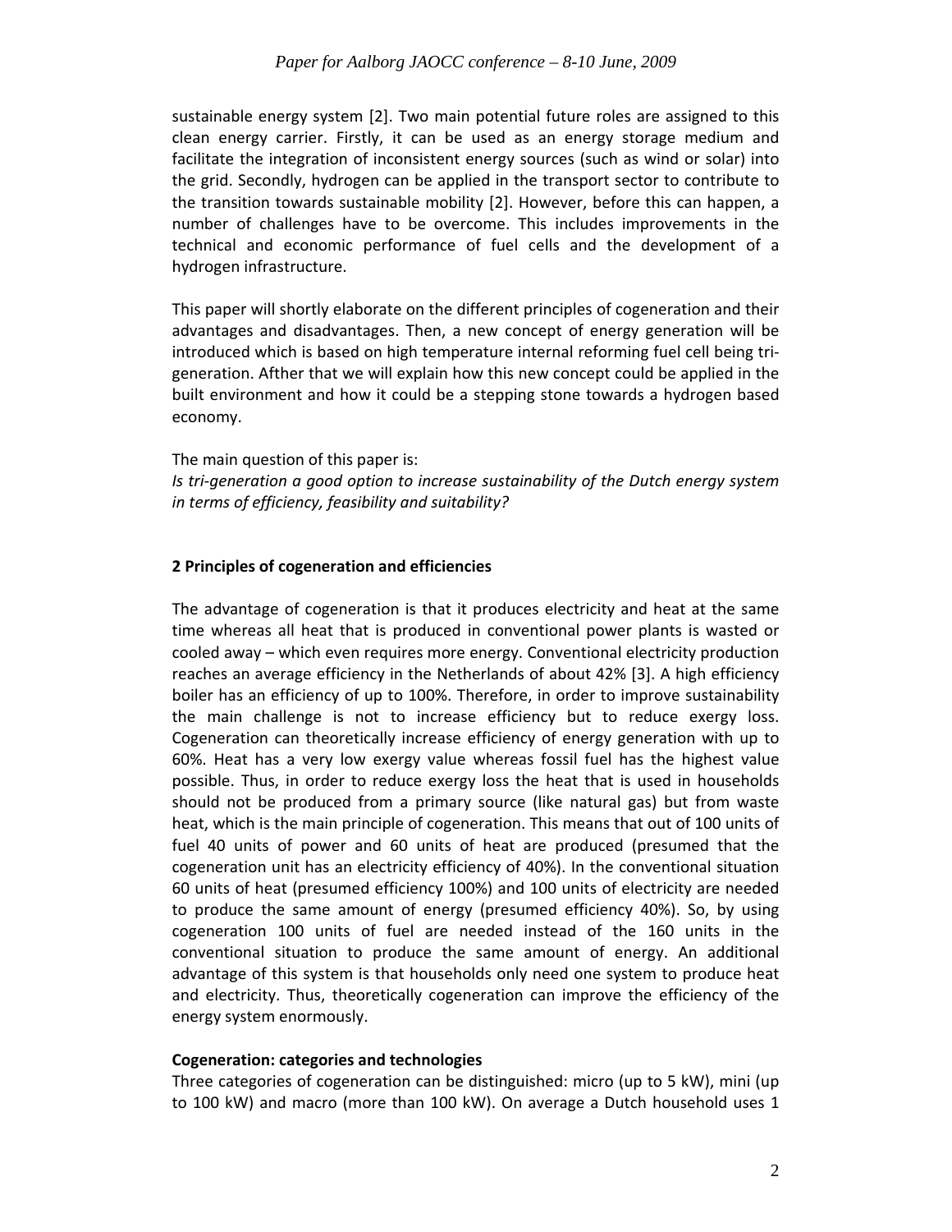sustainable energy system [2]. Two main potential future roles are assigned to this clean energy carrier. Firstly, it can be used as an energy storage medium and facilitate the integration of inconsistent energy sources (such as wind or solar) into the grid. Secondly, hydrogen can be applied in the transport sector to contribute to the transition towards sustainable mobility [2]. However, before this can happen, a number of challenges have to be overcome. This includes improvements in the technical and economic performance of fuel cells and the development of a hydrogen infrastructure.

This paper will shortly elaborate on the different principles of cogeneration and their advantages and disadvantages. Then, a new concept of energy generation will be introduced which is based on high temperature internal reforming fuel cell being tri-generation. Afther that we will explain how this new concept could be applied in the built environment and how it could be a stepping stone towards a hydrogen based economy.

The main question of this paper is:
*Is tri-generation a good option to increase sustainability of the Dutch energy system in terms of efficiency, feasibility and suitability?*

## 2 Principles of cogeneration and efficiencies

The advantage of cogeneration is that it produces electricity and heat at the same time whereas all heat that is produced in conventional power plants is wasted or cooled away – which even requires more energy. Conventional electricity production reaches an average efficiency in the Netherlands of about 42% [3]. A high efficiency boiler has an efficiency of up to 100%. Therefore, in order to improve sustainability the main challenge is not to increase efficiency but to reduce exergy loss. Cogeneration can theoretically increase efficiency of energy generation with up to 60%. Heat has a very low exergy value whereas fossil fuel has the highest value possible. Thus, in order to reduce exergy loss the heat that is used in households should not be produced from a primary source (like natural gas) but from waste heat, which is the main principle of cogeneration. This means that out of 100 units of fuel 40 units of power and 60 units of heat are produced (presumed that the cogeneration unit has an electricity efficiency of 40%). In the conventional situation 60 units of heat (presumed efficiency 100%) and 100 units of electricity are needed to produce the same amount of energy (presumed efficiency 40%). So, by using cogeneration 100 units of fuel are needed instead of the 160 units in the conventional situation to produce the same amount of energy. An additional advantage of this system is that households only need one system to produce heat and electricity. Thus, theoretically cogeneration can improve the efficiency of the energy system enormously.

### Cogeneration: categories and technologies

Three categories of cogeneration can be distinguished: micro (up to 5 kW), mini (up to 100 kW) and macro (more than 100 kW). On average a Dutch household uses 1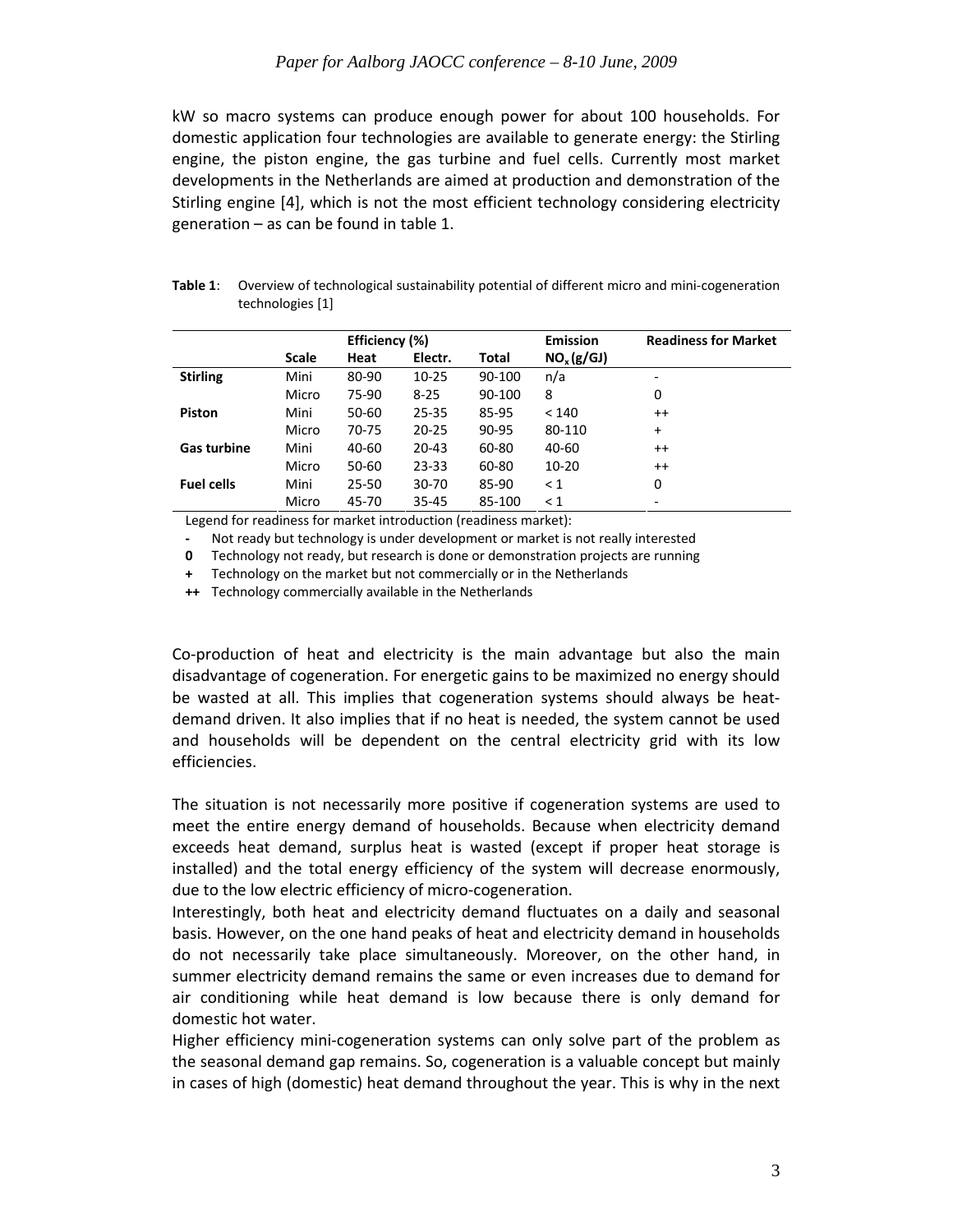kW so macro systems can produce enough power for about 100 households. For domestic application four technologies are available to generate energy: the Stirling engine, the piston engine, the gas turbine and fuel cells. Currently most market developments in the Netherlands are aimed at production and demonstration of the Stirling engine [4], which is not the most efficient technology considering electricity generation – as can be found in table 1.

**Table 1**: Overview of technological sustainability potential of different micro and mini-cogeneration technologies [1]

| | | Efficiency (%) | | | Emission | Readiness for Market |
|---|---|---|---|---|---|---|
| | **Scale** | **Heat** | **Electr.** | **Total** | **$NO_x$ (g/GJ)** | |
| **Stirling** | Mini | 80-90 | 10-25 | 90-100 | n/a | - |
| | Micro | 75-90 | 8-25 | 90-100 | 8 | 0 |
| **Piston** | Mini | 50-60 | 25-35 | 85-95 | < 140 | ++ |
| | Micro | 70-75 | 20-25 | 90-95 | 80-110 | + |
| **Gas turbine** | Mini | 40-60 | 20-43 | 60-80 | 40-60 | ++ |
| | Micro | 50-60 | 23-33 | 60-80 | 10-20 | ++ |
| **Fuel cells** | Mini | 25-50 | 30-70 | 85-90 | < 1 | 0 |
| | Micro | 45-70 | 35-45 | 85-100 | < 1 | - |

Legend for readiness for market introduction (readiness market):

**-** Not ready but technology is under development or market is not really interested

**0** Technology not ready, but research is done or demonstration projects are running

**+** Technology on the market but not commercially or in the Netherlands

**++** Technology commercially available in the Netherlands

Co-production of heat and electricity is the main advantage but also the main disadvantage of cogeneration. For energetic gains to be maximized no energy should be wasted at all. This implies that cogeneration systems should always be heat-demand driven. It also implies that if no heat is needed, the system cannot be used and households will be dependent on the central electricity grid with its low efficiencies.

The situation is not necessarily more positive if cogeneration systems are used to meet the entire energy demand of households. Because when electricity demand exceeds heat demand, surplus heat is wasted (except if proper heat storage is installed) and the total energy efficiency of the system will decrease enormously, due to the low electric efficiency of micro-cogeneration.

Interestingly, both heat and electricity demand fluctuates on a daily and seasonal basis. However, on the one hand peaks of heat and electricity demand in households do not necessarily take place simultaneously. Moreover, on the other hand, in summer electricity demand remains the same or even increases due to demand for air conditioning while heat demand is low because there is only demand for domestic hot water.

Higher efficiency mini-cogeneration systems can only solve part of the problem as the seasonal demand gap remains. So, cogeneration is a valuable concept but mainly in cases of high (domestic) heat demand throughout the year. This is why in the next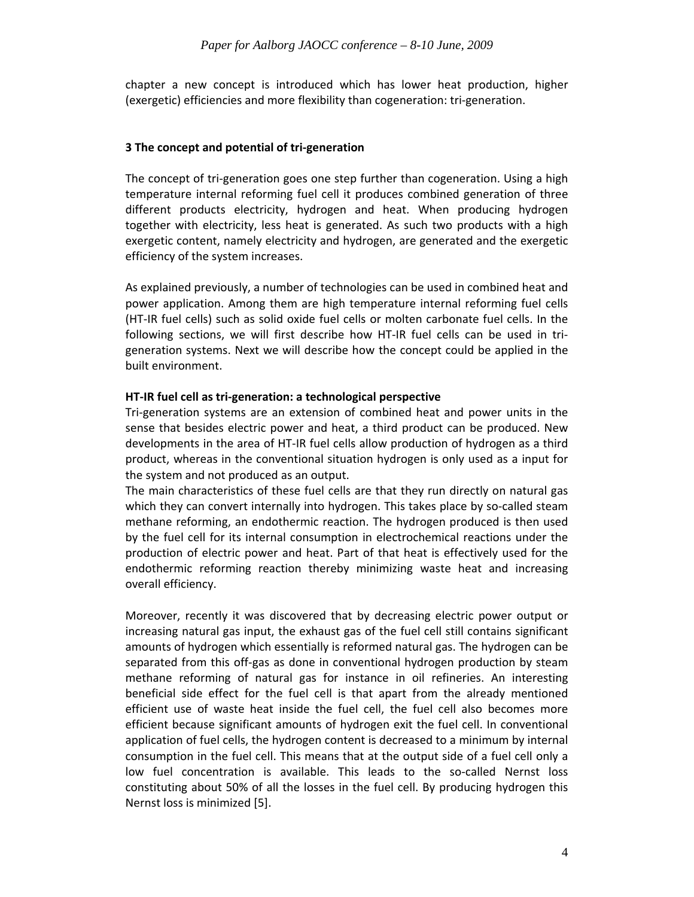chapter a new concept is introduced which has lower heat production, higher (exergetic) efficiencies and more flexibility than cogeneration: tri-generation.

## 3 The concept and potential of tri-generation

The concept of tri-generation goes one step further than cogeneration. Using a high temperature internal reforming fuel cell it produces combined generation of three different products electricity, hydrogen and heat. When producing hydrogen together with electricity, less heat is generated. As such two products with a high exergetic content, namely electricity and hydrogen, are generated and the exergetic efficiency of the system increases.

As explained previously, a number of technologies can be used in combined heat and power application. Among them are high temperature internal reforming fuel cells (HT-IR fuel cells) such as solid oxide fuel cells or molten carbonate fuel cells. In the following sections, we will first describe how HT-IR fuel cells can be used in tri-generation systems. Next we will describe how the concept could be applied in the built environment.

### HT-IR fuel cell as tri-generation: a technological perspective

Tri-generation systems are an extension of combined heat and power units in the sense that besides electric power and heat, a third product can be produced. New developments in the area of HT-IR fuel cells allow production of hydrogen as a third product, whereas in the conventional situation hydrogen is only used as a input for the system and not produced as an output.

The main characteristics of these fuel cells are that they run directly on natural gas which they can convert internally into hydrogen. This takes place by so-called steam methane reforming, an endothermic reaction. The hydrogen produced is then used by the fuel cell for its internal consumption in electrochemical reactions under the production of electric power and heat. Part of that heat is effectively used for the endothermic reforming reaction thereby minimizing waste heat and increasing overall efficiency.

Moreover, recently it was discovered that by decreasing electric power output or increasing natural gas input, the exhaust gas of the fuel cell still contains significant amounts of hydrogen which essentially is reformed natural gas. The hydrogen can be separated from this off-gas as done in conventional hydrogen production by steam methane reforming of natural gas for instance in oil refineries. An interesting beneficial side effect for the fuel cell is that apart from the already mentioned efficient use of waste heat inside the fuel cell, the fuel cell also becomes more efficient because significant amounts of hydrogen exit the fuel cell. In conventional application of fuel cells, the hydrogen content is decreased to a minimum by internal consumption in the fuel cell. This means that at the output side of a fuel cell only a low fuel concentration is available. This leads to the so-called Nernst loss constituting about 50% of all the losses in the fuel cell. By producing hydrogen this Nernst loss is minimized [5].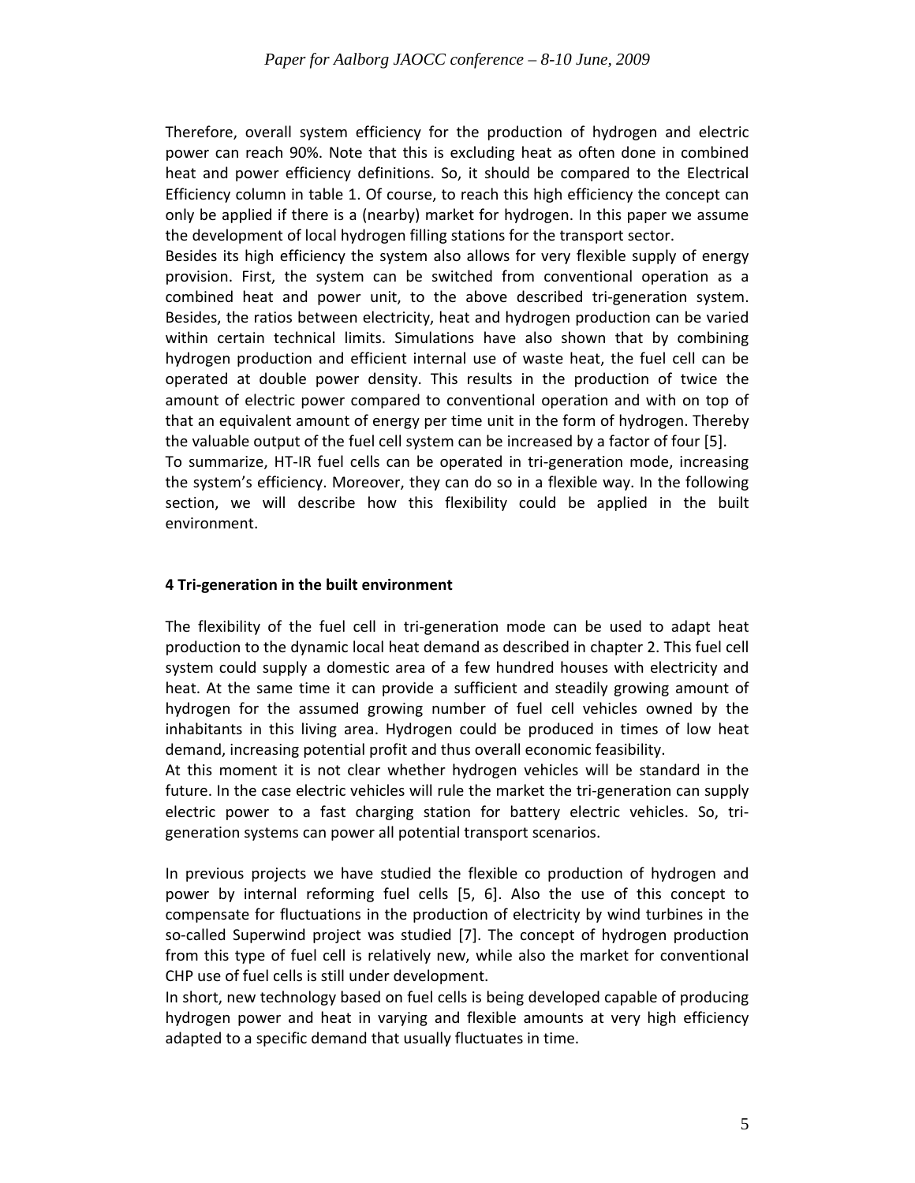Therefore, overall system efficiency for the production of hydrogen and electric power can reach 90%. Note that this is excluding heat as often done in combined heat and power efficiency definitions. So, it should be compared to the Electrical Efficiency column in table 1. Of course, to reach this high efficiency the concept can only be applied if there is a (nearby) market for hydrogen. In this paper we assume the development of local hydrogen filling stations for the transport sector.

Besides its high efficiency the system also allows for very flexible supply of energy provision. First, the system can be switched from conventional operation as a combined heat and power unit, to the above described tri-generation system. Besides, the ratios between electricity, heat and hydrogen production can be varied within certain technical limits. Simulations have also shown that by combining hydrogen production and efficient internal use of waste heat, the fuel cell can be operated at double power density. This results in the production of twice the amount of electric power compared to conventional operation and with on top of that an equivalent amount of energy per time unit in the form of hydrogen. Thereby the valuable output of the fuel cell system can be increased by a factor of four [5].

To summarize, HT-IR fuel cells can be operated in tri-generation mode, increasing the system's efficiency. Moreover, they can do so in a flexible way. In the following section, we will describe how this flexibility could be applied in the built environment.

## 4 Tri-generation in the built environment

The flexibility of the fuel cell in tri-generation mode can be used to adapt heat production to the dynamic local heat demand as described in chapter 2. This fuel cell system could supply a domestic area of a few hundred houses with electricity and heat. At the same time it can provide a sufficient and steadily growing amount of hydrogen for the assumed growing number of fuel cell vehicles owned by the inhabitants in this living area. Hydrogen could be produced in times of low heat demand, increasing potential profit and thus overall economic feasibility.

At this moment it is not clear whether hydrogen vehicles will be standard in the future. In the case electric vehicles will rule the market the tri-generation can supply electric power to a fast charging station for battery electric vehicles. So, tri-generation systems can power all potential transport scenarios.

In previous projects we have studied the flexible co production of hydrogen and power by internal reforming fuel cells [5, 6]. Also the use of this concept to compensate for fluctuations in the production of electricity by wind turbines in the so-called Superwind project was studied [7]. The concept of hydrogen production from this type of fuel cell is relatively new, while also the market for conventional CHP use of fuel cells is still under development.

In short, new technology based on fuel cells is being developed capable of producing hydrogen power and heat in varying and flexible amounts at very high efficiency adapted to a specific demand that usually fluctuates in time.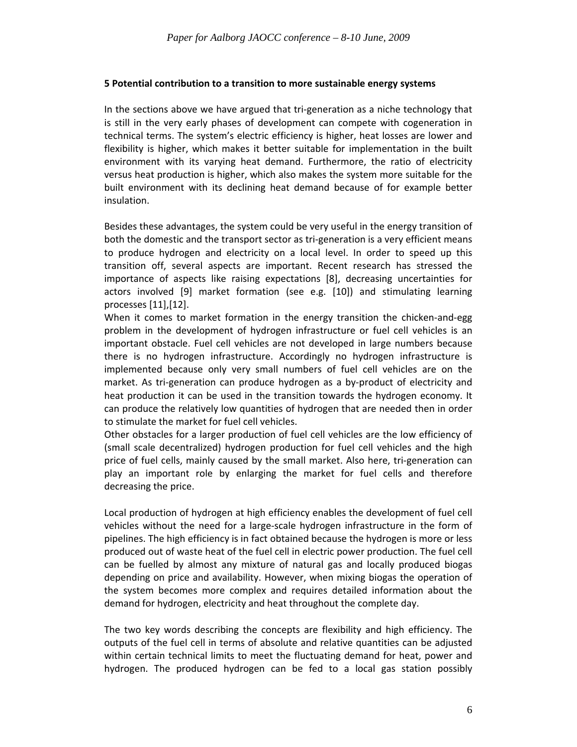### 5 Potential contribution to a transition to more sustainable energy systems

In the sections above we have argued that tri-generation as a niche technology that is still in the very early phases of development can compete with cogeneration in technical terms. The system's electric efficiency is higher, heat losses are lower and flexibility is higher, which makes it better suitable for implementation in the built environment with its varying heat demand. Furthermore, the ratio of electricity versus heat production is higher, which also makes the system more suitable for the built environment with its declining heat demand because of for example better insulation.

Besides these advantages, the system could be very useful in the energy transition of both the domestic and the transport sector as tri-generation is a very efficient means to produce hydrogen and electricity on a local level. In order to speed up this transition off, several aspects are important. Recent research has stressed the importance of aspects like raising expectations [8], decreasing uncertainties for actors involved [9] market formation (see e.g. [10]) and stimulating learning processes [11],[12].

When it comes to market formation in the energy transition the chicken-and-egg problem in the development of hydrogen infrastructure or fuel cell vehicles is an important obstacle. Fuel cell vehicles are not developed in large numbers because there is no hydrogen infrastructure. Accordingly no hydrogen infrastructure is implemented because only very small numbers of fuel cell vehicles are on the market. As tri-generation can produce hydrogen as a by-product of electricity and heat production it can be used in the transition towards the hydrogen economy. It can produce the relatively low quantities of hydrogen that are needed then in order to stimulate the market for fuel cell vehicles.

Other obstacles for a larger production of fuel cell vehicles are the low efficiency of (small scale decentralized) hydrogen production for fuel cell vehicles and the high price of fuel cells, mainly caused by the small market. Also here, tri-generation can play an important role by enlarging the market for fuel cells and therefore decreasing the price.

Local production of hydrogen at high efficiency enables the development of fuel cell vehicles without the need for a large-scale hydrogen infrastructure in the form of pipelines. The high efficiency is in fact obtained because the hydrogen is more or less produced out of waste heat of the fuel cell in electric power production. The fuel cell can be fuelled by almost any mixture of natural gas and locally produced biogas depending on price and availability. However, when mixing biogas the operation of the system becomes more complex and requires detailed information about the demand for hydrogen, electricity and heat throughout the complete day.

The two key words describing the concepts are flexibility and high efficiency. The outputs of the fuel cell in terms of absolute and relative quantities can be adjusted within certain technical limits to meet the fluctuating demand for heat, power and hydrogen. The produced hydrogen can be fed to a local gas station possibly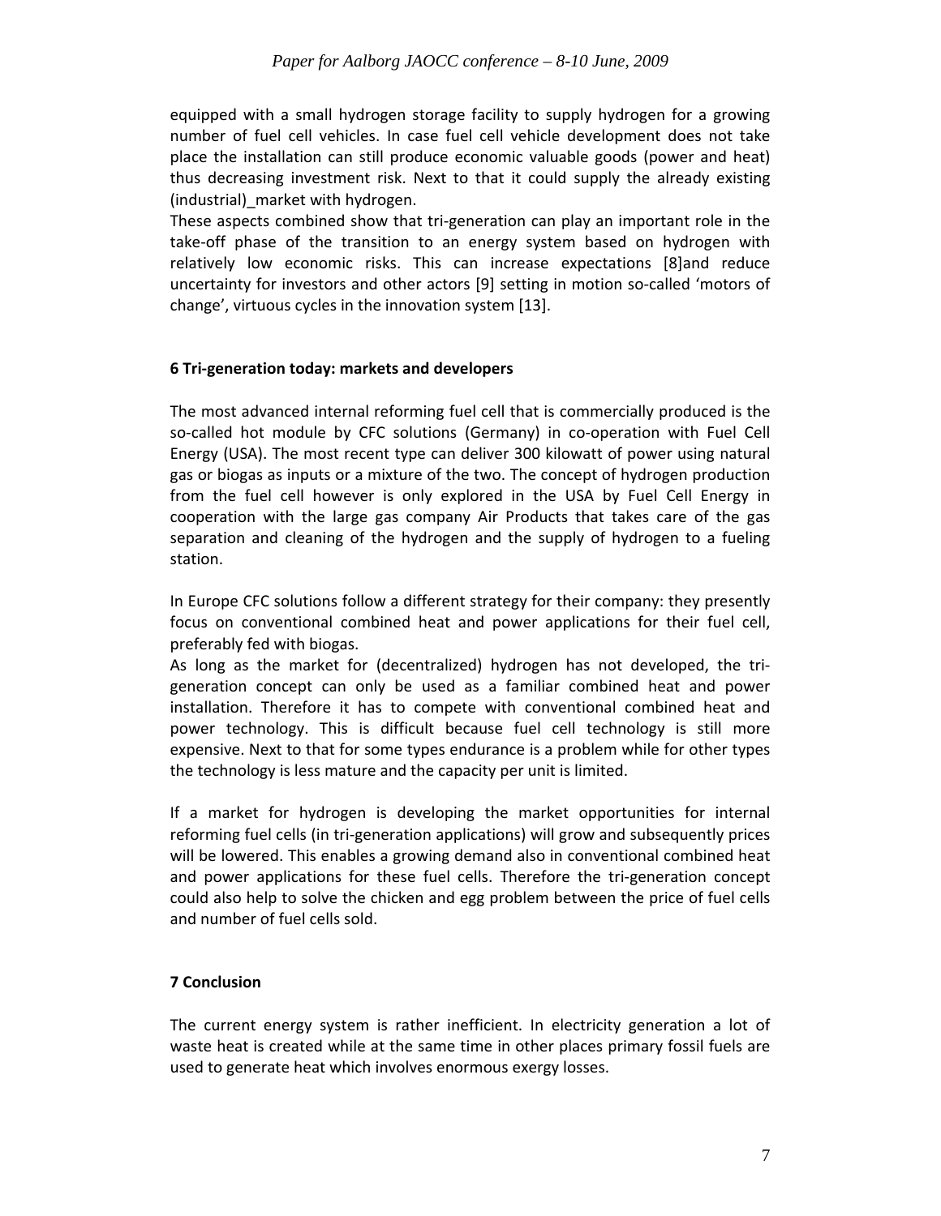equipped with a small hydrogen storage facility to supply hydrogen for a growing number of fuel cell vehicles. In case fuel cell vehicle development does not take place the installation can still produce economic valuable goods (power and heat) thus decreasing investment risk. Next to that it could supply the already existing (industrial)_market with hydrogen.

These aspects combined show that tri-generation can play an important role in the take-off phase of the transition to an energy system based on hydrogen with relatively low economic risks. This can increase expectations [8]and reduce uncertainty for investors and other actors [9] setting in motion so-called 'motors of change', virtuous cycles in the innovation system [13].

## 6 Tri-generation today: markets and developers

The most advanced internal reforming fuel cell that is commercially produced is the so-called hot module by CFC solutions (Germany) in co-operation with Fuel Cell Energy (USA). The most recent type can deliver 300 kilowatt of power using natural gas or biogas as inputs or a mixture of the two. The concept of hydrogen production from the fuel cell however is only explored in the USA by Fuel Cell Energy in cooperation with the large gas company Air Products that takes care of the gas separation and cleaning of the hydrogen and the supply of hydrogen to a fueling station.

In Europe CFC solutions follow a different strategy for their company: they presently focus on conventional combined heat and power applications for their fuel cell, preferably fed with biogas.

As long as the market for (decentralized) hydrogen has not developed, the tri-generation concept can only be used as a familiar combined heat and power installation. Therefore it has to compete with conventional combined heat and power technology. This is difficult because fuel cell technology is still more expensive. Next to that for some types endurance is a problem while for other types the technology is less mature and the capacity per unit is limited.

If a market for hydrogen is developing the market opportunities for internal reforming fuel cells (in tri-generation applications) will grow and subsequently prices will be lowered. This enables a growing demand also in conventional combined heat and power applications for these fuel cells. Therefore the tri-generation concept could also help to solve the chicken and egg problem between the price of fuel cells and number of fuel cells sold.

## 7 Conclusion

The current energy system is rather inefficient. In electricity generation a lot of waste heat is created while at the same time in other places primary fossil fuels are used to generate heat which involves enormous exergy losses.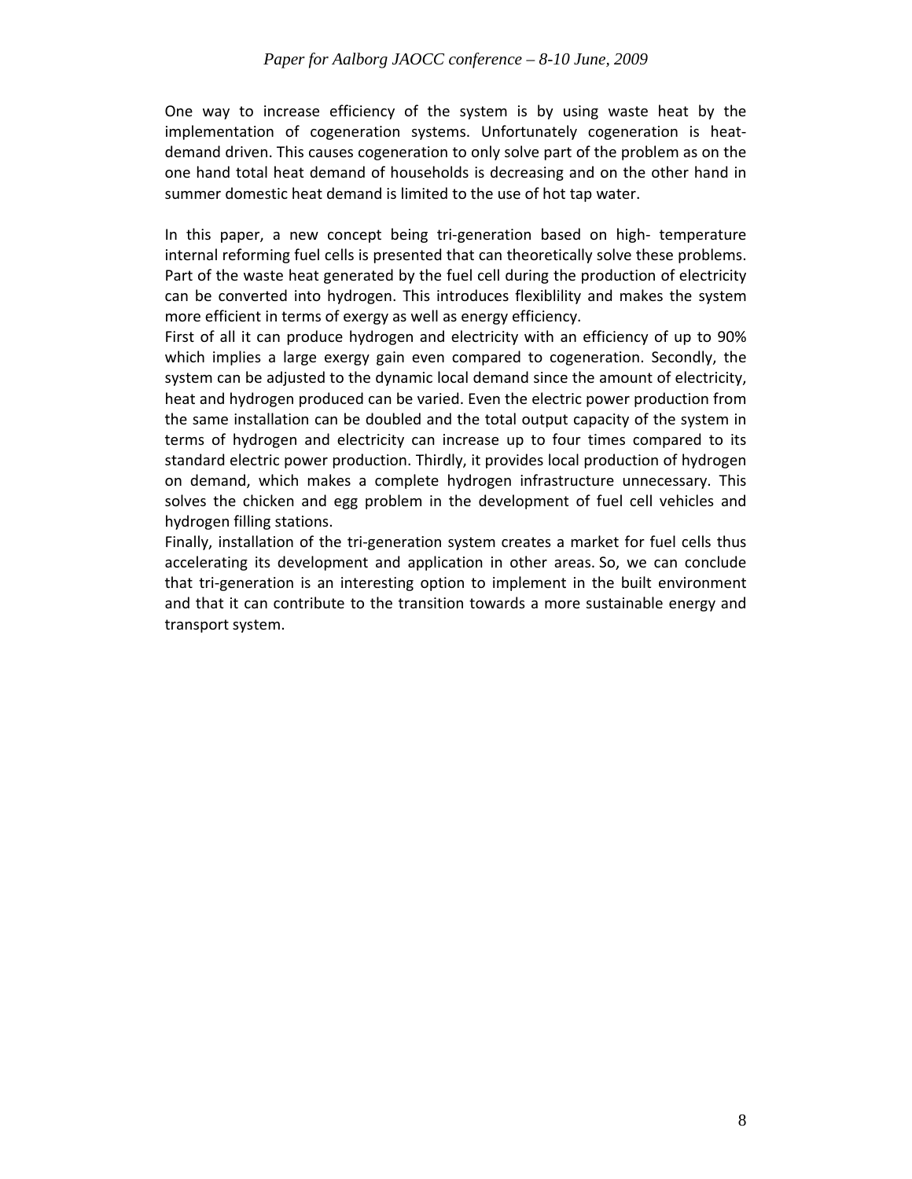One way to increase efficiency of the system is by using waste heat by the implementation of cogeneration systems. Unfortunately cogeneration is heat-demand driven. This causes cogeneration to only solve part of the problem as on the one hand total heat demand of households is decreasing and on the other hand in summer domestic heat demand is limited to the use of hot tap water.

In this paper, a new concept being tri-generation based on high- temperature internal reforming fuel cells is presented that can theoretically solve these problems. Part of the waste heat generated by the fuel cell during the production of electricity can be converted into hydrogen. This introduces flexiblility and makes the system more efficient in terms of exergy as well as energy efficiency.
First of all it can produce hydrogen and electricity with an efficiency of up to 90% which implies a large exergy gain even compared to cogeneration. Secondly, the system can be adjusted to the dynamic local demand since the amount of electricity, heat and hydrogen produced can be varied. Even the electric power production from the same installation can be doubled and the total output capacity of the system in terms of hydrogen and electricity can increase up to four times compared to its standard electric power production. Thirdly, it provides local production of hydrogen on demand, which makes a complete hydrogen infrastructure unnecessary. This solves the chicken and egg problem in the development of fuel cell vehicles and hydrogen filling stations.
Finally, installation of the tri-generation system creates a market for fuel cells thus accelerating its development and application in other areas. So, we can conclude that tri-generation is an interesting option to implement in the built environment and that it can contribute to the transition towards a more sustainable energy and transport system.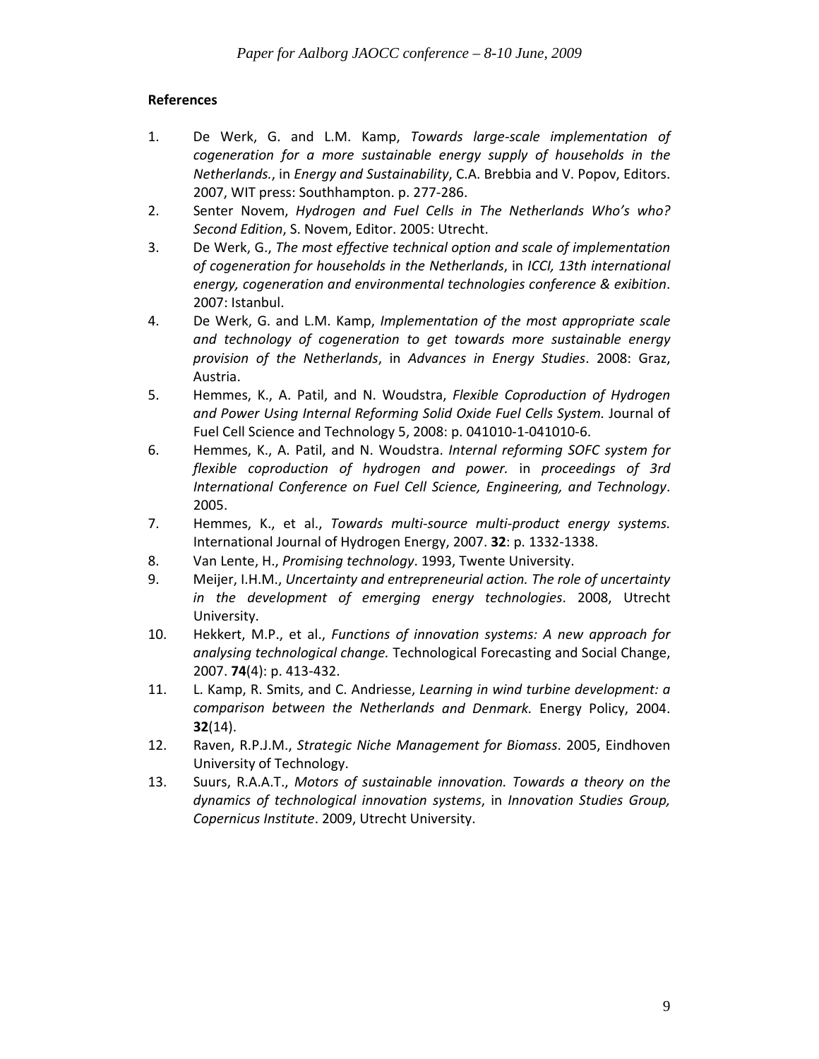## References

1. De Werk, G. and L.M. Kamp, *Towards large-scale implementation of cogeneration for a more sustainable energy supply of households in the Netherlands.*, in *Energy and Sustainability*, C.A. Brebbia and V. Popov, Editors. 2007, WIT press: Southhampton. p. 277-286.
2. Senter Novem, *Hydrogen and Fuel Cells in The Netherlands Who's who? Second Edition*, S. Novem, Editor. 2005: Utrecht.
3. De Werk, G., *The most effective technical option and scale of implementation of cogeneration for households in the Netherlands*, in *ICCI, 13th international energy, cogeneration and environmental technologies conference & exibition*. 2007: Istanbul.
4. De Werk, G. and L.M. Kamp, *Implementation of the most appropriate scale and technology of cogeneration to get towards more sustainable energy provision of the Netherlands*, in *Advances in Energy Studies*. 2008: Graz, Austria.
5. Hemmes, K., A. Patil, and N. Woudstra, *Flexible Coproduction of Hydrogen and Power Using Internal Reforming Solid Oxide Fuel Cells System.* Journal of Fuel Cell Science and Technology 5, 2008: p. 041010-1-041010-6.
6. Hemmes, K., A. Patil, and N. Woudstra. *Internal reforming SOFC system for flexible coproduction of hydrogen and power.* in *proceedings of 3rd International Conference on Fuel Cell Science, Engineering, and Technology*. 2005.
7. Hemmes, K., et al., *Towards multi-source multi-product energy systems.* International Journal of Hydrogen Energy, 2007. **32**: p. 1332-1338.
8. Van Lente, H., *Promising technology*. 1993, Twente University.
9. Meijer, I.H.M., *Uncertainty and entrepreneurial action. The role of uncertainty in the development of emerging energy technologies*. 2008, Utrecht University.
10. Hekkert, M.P., et al., *Functions of innovation systems: A new approach for analysing technological change.* Technological Forecasting and Social Change, 2007. **74**(4): p. 413-432.
11. L. Kamp, R. Smits, and C. Andriesse, *Learning in wind turbine development: a comparison between the Netherlands and Denmark.* Energy Policy, 2004. **32**(14).
12. Raven, R.P.J.M., *Strategic Niche Management for Biomass*. 2005, Eindhoven University of Technology.
13. Suurs, R.A.A.T., *Motors of sustainable innovation. Towards a theory on the dynamics of technological innovation systems*, in *Innovation Studies Group, Copernicus Institute*. 2009, Utrecht University.